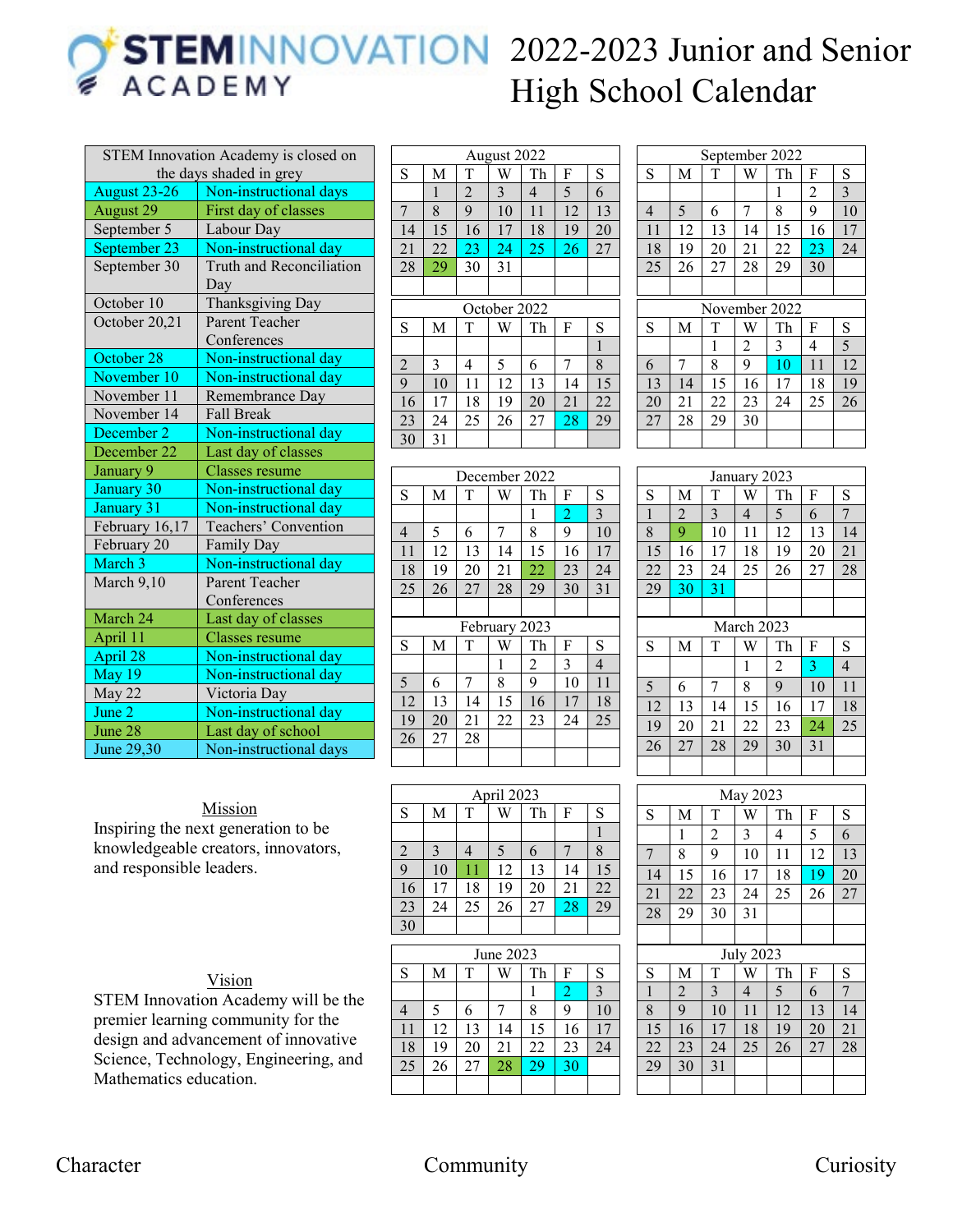# STEM INNOVATION ACADEMY

# 2022-2023 Junior and Senior High School Calendar

| STEM Innovation Academy is closed on the days shaded in grey | |
|---|---|
| August 23-26 | Non-instructional days |
| August 29 | First day of classes |
| September 5 | Labour Day |
| September 23 | Non-instructional day |
| September 30 | Truth and Reconciliation Day |
| October 10 | Thanksgiving Day |
| October 20,21 | Parent Teacher Conferences |
| October 28 | Non-instructional day |
| November 10 | Non-instructional day |
| November 11 | Remembrance Day |
| November 14 | Fall Break |
| December 2 | Non-instructional day |
| December 22 | Last day of classes |
| January 9 | Classes resume |
| January 30 | Non-instructional day |
| January 31 | Non-instructional day |
| February 16,17 | Teachers' Convention |
| February 20 | Family Day |
| March 3 | Non-instructional day |
| March 9,10 | Parent Teacher Conferences |
| March 24 | Last day of classes |
| April 11 | Classes resume |
| April 28 | Non-instructional day |
| May 19 | Non-instructional day |
| May 22 | Victoria Day |
| June 2 | Non-instructional day |
| June 28 | Last day of school |
| June 29,30 | Non-instructional days |

**August 2022**

| S | M | T | W | Th | F | S |
|---|---|---|---|---|---|---|
| | 1 | 2 | 3 | 4 | 5 | 6 |
| 7 | 8 | 9 | 10 | 11 | 12 | 13 |
| 14 | 15 | 16 | 17 | 18 | 19 | 20 |
| 21 | 22 | 23 | 24 | 25 | 26 | 27 |
| 28 | 29 | 30 | 31 | | | |

**September 2022**

| S | M | T | W | Th | F | S |
|---|---|---|---|---|---|---|
| | | | | 1 | 2 | 3 |
| 4 | 5 | 6 | 7 | 8 | 9 | 10 |
| 11 | 12 | 13 | 14 | 15 | 16 | 17 |
| 18 | 19 | 20 | 21 | 22 | 23 | 24 |
| 25 | 26 | 27 | 28 | 29 | 30 | |

**October 2022**

| S | M | T | W | Th | F | S |
|---|---|---|---|---|---|---|
| | | | | | | 1 |
| 2 | 3 | 4 | 5 | 6 | 7 | 8 |
| 9 | 10 | 11 | 12 | 13 | 14 | 15 |
| 16 | 17 | 18 | 19 | 20 | 21 | 22 |
| 23 | 24 | 25 | 26 | 27 | 28 | 29 |
| 30 | 31 | | | | | |

**November 2022**

| S | M | T | W | Th | F | S |
|---|---|---|---|---|---|---|
| | | 1 | 2 | 3 | 4 | 5 |
| 6 | 7 | 8 | 9 | 10 | 11 | 12 |
| 13 | 14 | 15 | 16 | 17 | 18 | 19 |
| 20 | 21 | 22 | 23 | 24 | 25 | 26 |
| 27 | 28 | 29 | 30 | | | |

**December 2022**

| S | M | T | W | Th | F | S |
|---|---|---|---|---|---|---|
| | | | | 1 | 2 | 3 |
| 4 | 5 | 6 | 7 | 8 | 9 | 10 |
| 11 | 12 | 13 | 14 | 15 | 16 | 17 |
| 18 | 19 | 20 | 21 | 22 | 23 | 24 |
| 25 | 26 | 27 | 28 | 29 | 30 | 31 |

**January 2023**

| S | M | T | W | Th | F | S |
|---|---|---|---|---|---|---|
| 1 | 2 | 3 | 4 | 5 | 6 | 7 |
| 8 | 9 | 10 | 11 | 12 | 13 | 14 |
| 15 | 16 | 17 | 18 | 19 | 20 | 21 |
| 22 | 23 | 24 | 25 | 26 | 27 | 28 |
| 29 | 30 | 31 | | | | |

**February 2023**

| S | M | T | W | Th | F | S |
|---|---|---|---|---|---|---|
| | | | 1 | 2 | 3 | 4 |
| 5 | 6 | 7 | 8 | 9 | 10 | 11 |
| 12 | 13 | 14 | 15 | 16 | 17 | 18 |
| 19 | 20 | 21 | 22 | 23 | 24 | 25 |
| 26 | 27 | 28 | | | | |

**March 2023**

| S | M | T | W | Th | F | S |
|---|---|---|---|---|---|---|
| | | | 1 | 2 | 3 | 4 |
| 5 | 6 | 7 | 8 | 9 | 10 | 11 |
| 12 | 13 | 14 | 15 | 16 | 17 | 18 |
| 19 | 20 | 21 | 22 | 23 | 24 | 25 |
| 26 | 27 | 28 | 29 | 30 | 31 | |

**April 2023**

| S | M | T | W | Th | F | S |
|---|---|---|---|---|---|---|
| | | | | | | 1 |
| 2 | 3 | 4 | 5 | 6 | 7 | 8 |
| 9 | 10 | 11 | 12 | 13 | 14 | 15 |
| 16 | 17 | 18 | 19 | 20 | 21 | 22 |
| 23 | 24 | 25 | 26 | 27 | 28 | 29 |
| 30 | | | | | | |

**May 2023**

| S | M | T | W | Th | F | S |
|---|---|---|---|---|---|---|
| | 1 | 2 | 3 | 4 | 5 | 6 |
| 7 | 8 | 9 | 10 | 11 | 12 | 13 |
| 14 | 15 | 16 | 17 | 18 | 19 | 20 |
| 21 | 22 | 23 | 24 | 25 | 26 | 27 |
| 28 | 29 | 30 | 31 | | | |

**June 2023**

| S | M | T | W | Th | F | S |
|---|---|---|---|---|---|---|
| | | | | 1 | 2 | 3 |
| 4 | 5 | 6 | 7 | 8 | 9 | 10 |
| 11 | 12 | 13 | 14 | 15 | 16 | 17 |
| 18 | 19 | 20 | 21 | 22 | 23 | 24 |
| 25 | 26 | 27 | 28 | 29 | 30 | |

**July 2023**

| S | M | T | W | Th | F | S |
|---|---|---|---|---|---|---|
| 1 | 2 | 3 | 4 | 5 | 6 | 7 |
| 8 | 9 | 10 | 11 | 12 | 13 | 14 |
| 15 | 16 | 17 | 18 | 19 | 20 | 21 |
| 22 | 23 | 24 | 25 | 26 | 27 | 28 |
| 29 | 30 | 31 | | | | |

## Mission

Inspiring the next generation to be knowledgeable creators, innovators, and responsible leaders.

## Vision

STEM Innovation Academy will be the premier learning community for the design and advancement of innovative Science, Technology, Engineering, and Mathematics education.

Character Community Curiosity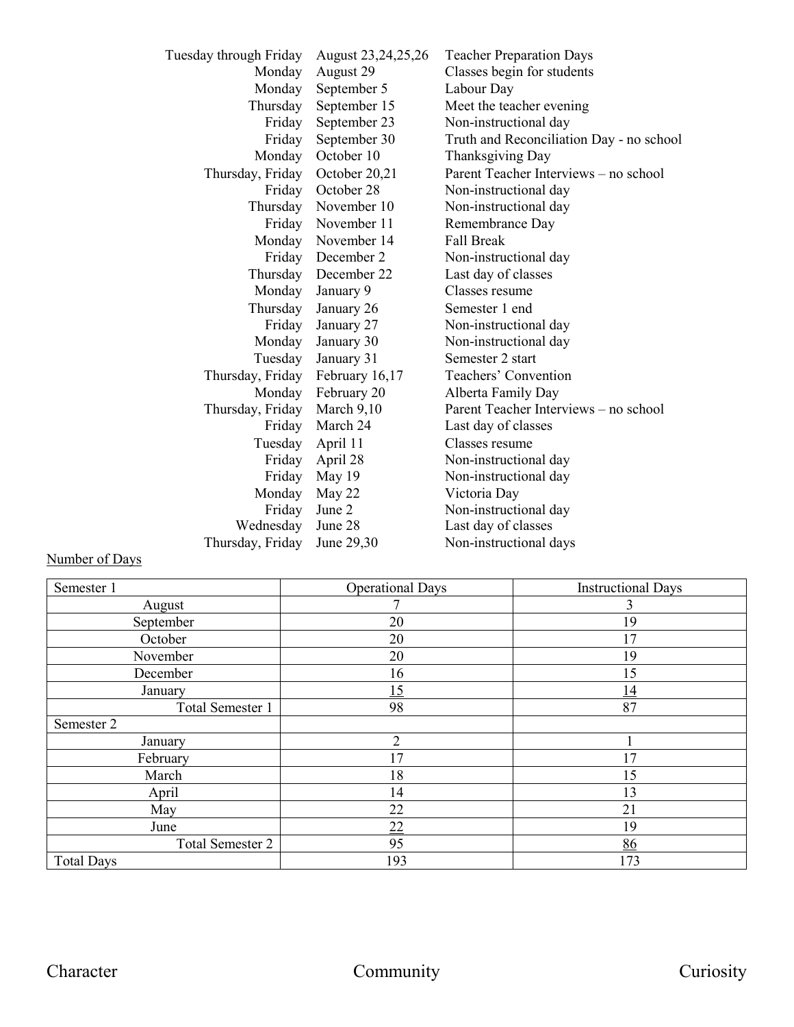| | | |
|---|---|---|
| Tuesday through Friday | August 23,24,25,26 | Teacher Preparation Days |
| Monday | August 29 | Classes begin for students |
| Monday | September 5 | Labour Day |
| Thursday | September 15 | Meet the teacher evening |
| Friday | September 23 | Non-instructional day |
| Friday | September 30 | Truth and Reconciliation Day - no school |
| Monday | October 10 | Thanksgiving Day |
| Thursday, Friday | October 20,21 | Parent Teacher Interviews – no school |
| Friday | October 28 | Non-instructional day |
| Thursday | November 10 | Non-instructional day |
| Friday | November 11 | Remembrance Day |
| Monday | November 14 | Fall Break |
| Friday | December 2 | Non-instructional day |
| Thursday | December 22 | Last day of classes |
| Monday | January 9 | Classes resume |
| Thursday | January 26 | Semester 1 end |
| Friday | January 27 | Non-instructional day |
| Monday | January 30 | Non-instructional day |
| Tuesday | January 31 | Semester 2 start |
| Thursday, Friday | February 16,17 | Teachers' Convention |
| Monday | February 20 | Alberta Family Day |
| Thursday, Friday | March 9,10 | Parent Teacher Interviews – no school |
| Friday | March 24 | Last day of classes |
| Tuesday | April 11 | Classes resume |
| Friday | April 28 | Non-instructional day |
| Friday | May 19 | Non-instructional day |
| Monday | May 22 | Victoria Day |
| Friday | June 2 | Non-instructional day |
| Wednesday | June 28 | Last day of classes |
| Thursday, Friday | June 29,30 | Non-instructional days |

Number of Days

| Semester 1 | Operational Days | Instructional Days |
|---|---|---|
| August | 7 | 3 |
| September | 20 | 19 |
| October | 20 | 17 |
| November | 20 | 19 |
| December | 16 | 15 |
| January | 15 | 14 |
| Total Semester 1 | 98 | 87 |
| Semester 2 | | |
| January | 2 | 1 |
| February | 17 | 17 |
| March | 18 | 15 |
| April | 14 | 13 |
| May | 22 | 21 |
| June | 22 | 19 |
| Total Semester 2 | 95 | 86 |
| Total Days | 193 | 173 |

Character Community Curiosity